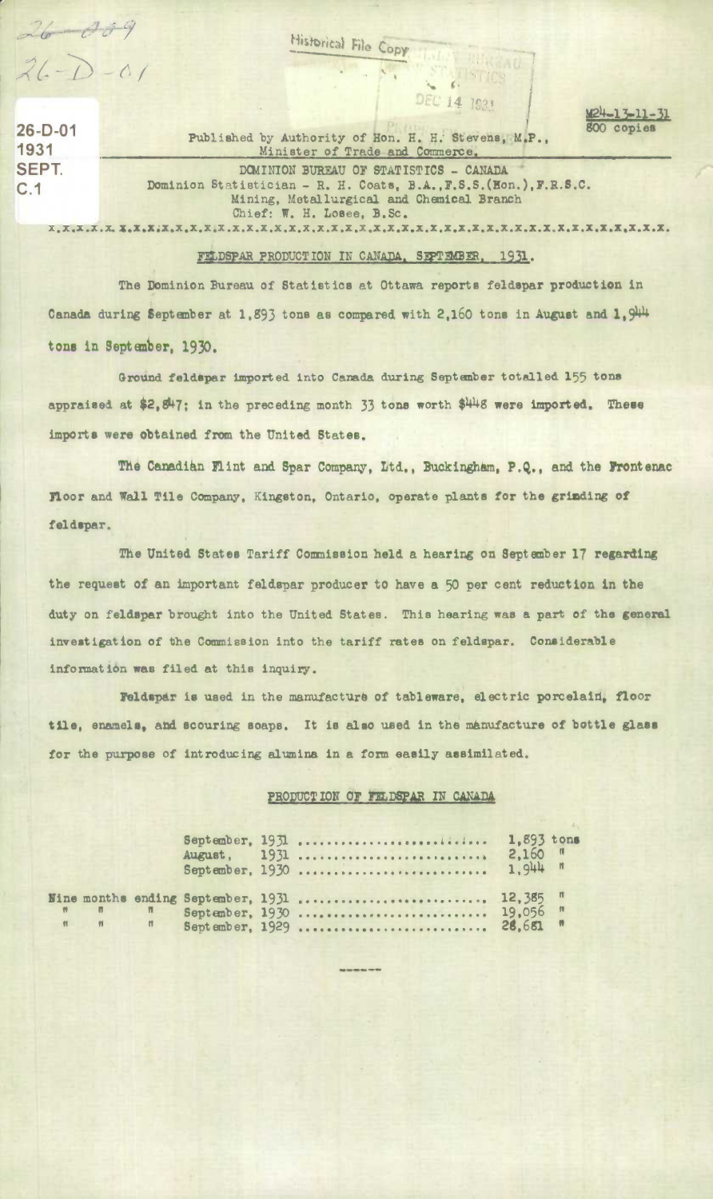Published by Authority of Hon. H. H. Stevens, M.P., Minister of Trade and Commerce.

DOMINION BUREAU OF STATISTICS - CANADA

Dominion Statistician - R. H. Coats, B.A., F.S.S.(Hon.), F.R.S.C.

Mining, Metallurgical and Chemical Branch

Chief: W. H. Losee, B.Sc.

## FELDSPAR PRODUCTION IN CANADA, SEPTEMBER, 1931.

The Dominion Bureau of Statistics at Ottawa reports feldspar production in Canada during September at 1,893 tons as compared with 2,160 tons in August and 1,944 tons in September, 1930.

Ground feldspar imported into Canada during September totalled 155 tons appraised at $2,847; in the preceding month 33 tons worth $448 were imported. These imports were obtained from the United States.

The Canadian Flint and Spar Company, Ltd., Buckingham, P.Q., and the Frontenac Floor and Wall Tile Company, Kingston, Ontario, operate plants for the grinding of feldspar.

The United States Tariff Commission held a hearing on September 17 regarding the request of an important feldspar producer to have a 50 per cent reduction in the duty on feldspar brought into the United States. This hearing was a part of the general investigation of the Commission into the tariff rates on feldspar. Considerable information was filed at this inquiry.

Feldspar is used in the manufacture of tableware, electric porcelain, floor tile, enamels, and scouring soaps. It is also used in the manufacture of bottle glass for the purpose of introducing alumina in a form easily assimilated.

### PRODUCTION OF FELDSPAR IN CANADA

| Period | Tons |
|---|---|
| September, 1931 | 1,893 tons |
| August, 1931 | 2,160 " |
| September, 1930 | 1,944 " |
| Nine months ending September, 1931 | 12,385 " |
| " " " September, 1930 | 19,056 " |
| " " " September, 1929 | 26,681 " |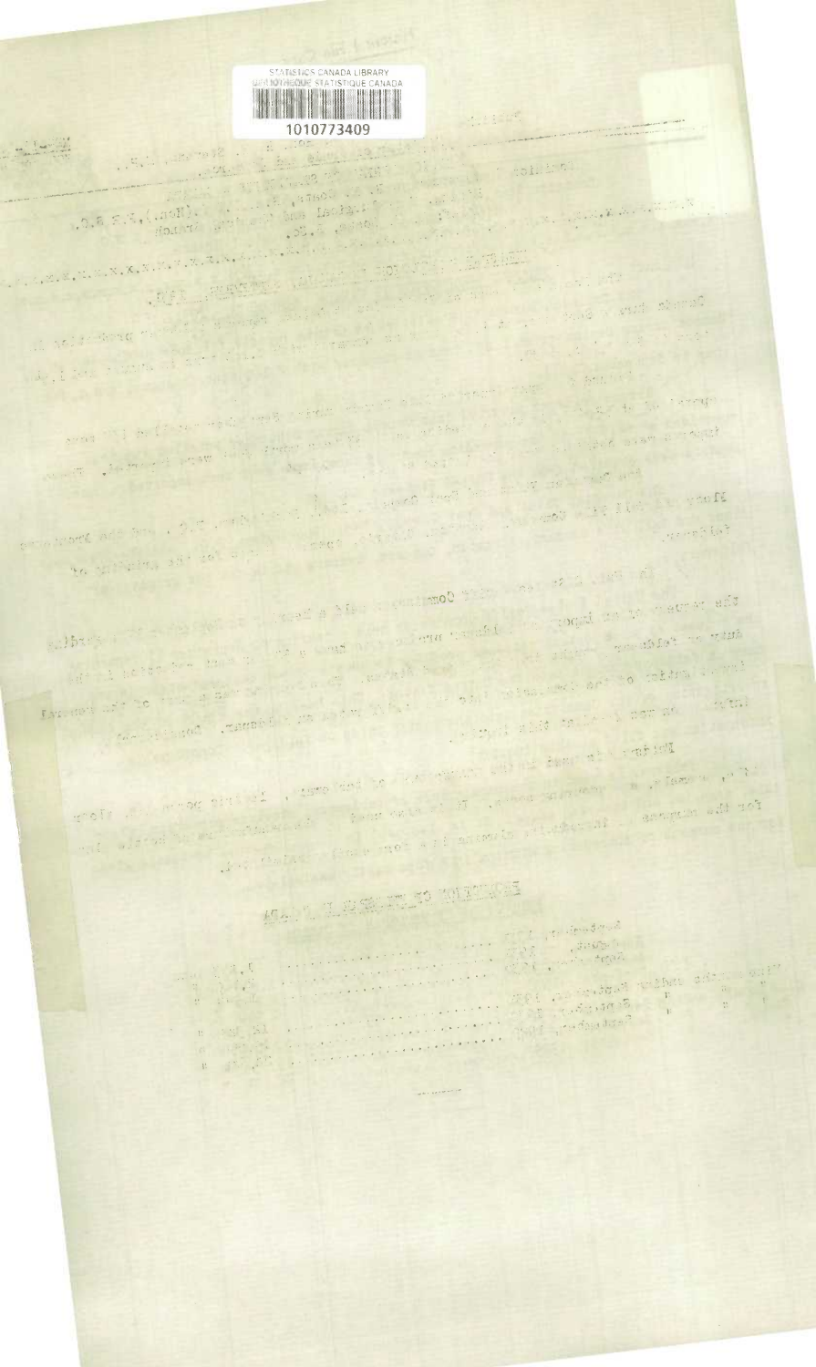STATISTICS CANADA LIBRARY
BIBLIOTHÈQUE STATISTIQUE CANADA

1010773409